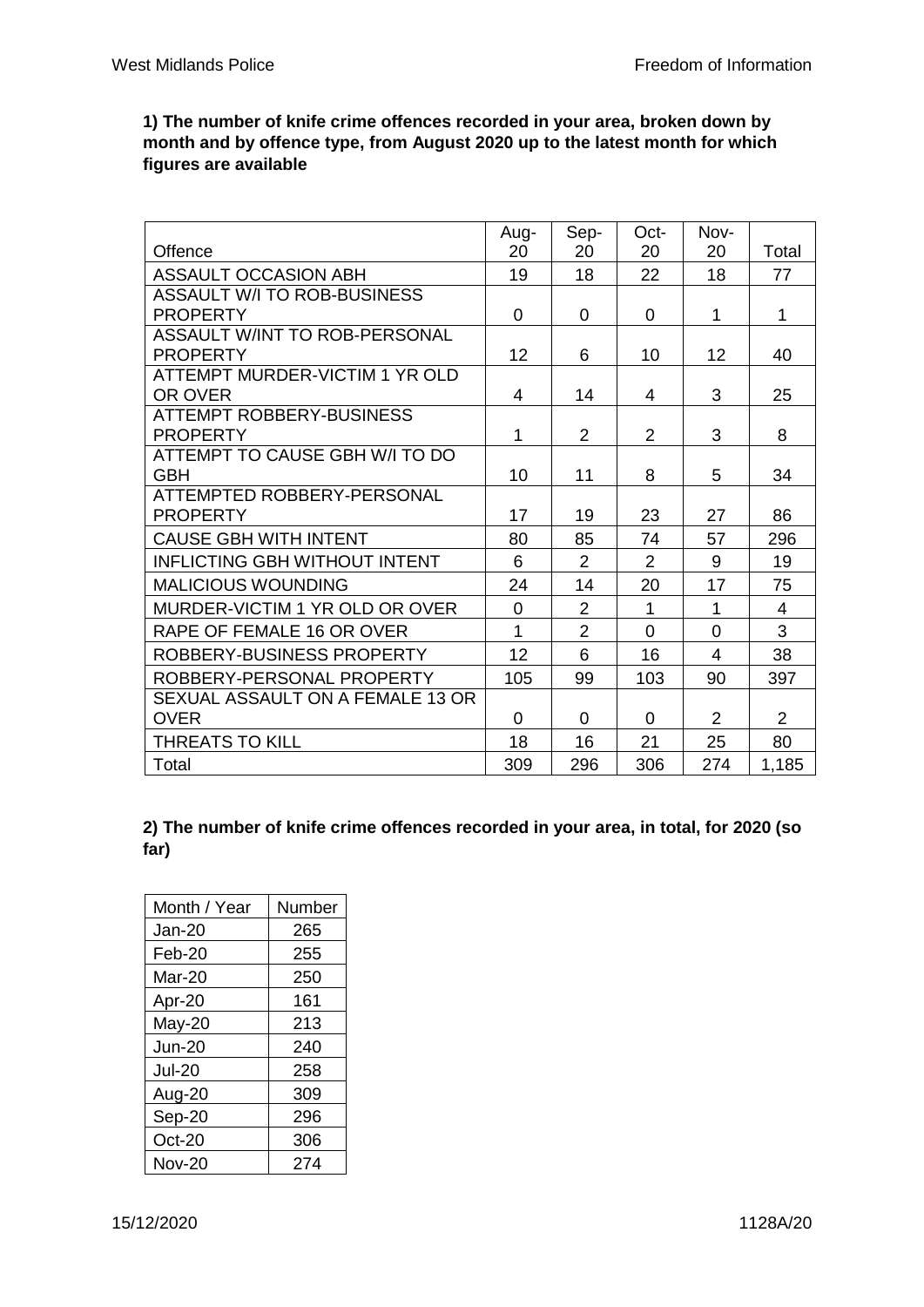**1) The number of knife crime offences recorded in your area, broken down by month and by offence type, from August 2020 up to the latest month for which figures are available**

| Offence | Aug-20 | Sep-20 | Oct-20 | Nov-20 | Total |
|---|---|---|---|---|---|
| ASSAULT OCCASION ABH | 19 | 18 | 22 | 18 | 77 |
| ASSAULT W/I TO ROB-BUSINESS PROPERTY | 0 | 0 | 0 | 1 | 1 |
| ASSAULT W/INT TO ROB-PERSONAL PROPERTY | 12 | 6 | 10 | 12 | 40 |
| ATTEMPT MURDER-VICTIM 1 YR OLD OR OVER | 4 | 14 | 4 | 3 | 25 |
| ATTEMPT ROBBERY-BUSINESS PROPERTY | 1 | 2 | 2 | 3 | 8 |
| ATTEMPT TO CAUSE GBH W/I TO DO GBH | 10 | 11 | 8 | 5 | 34 |
| ATTEMPTED ROBBERY-PERSONAL PROPERTY | 17 | 19 | 23 | 27 | 86 |
| CAUSE GBH WITH INTENT | 80 | 85 | 74 | 57 | 296 |
| INFLICTING GBH WITHOUT INTENT | 6 | 2 | 2 | 9 | 19 |
| MALICIOUS WOUNDING | 24 | 14 | 20 | 17 | 75 |
| MURDER-VICTIM 1 YR OLD OR OVER | 0 | 2 | 1 | 1 | 4 |
| RAPE OF FEMALE 16 OR OVER | 1 | 2 | 0 | 0 | 3 |
| ROBBERY-BUSINESS PROPERTY | 12 | 6 | 16 | 4 | 38 |
| ROBBERY-PERSONAL PROPERTY | 105 | 99 | 103 | 90 | 397 |
| SEXUAL ASSAULT ON A FEMALE 13 OR OVER | 0 | 0 | 0 | 2 | 2 |
| THREATS TO KILL | 18 | 16 | 21 | 25 | 80 |
| Total | 309 | 296 | 306 | 274 | 1,185 |

**2) The number of knife crime offences recorded in your area, in total, for 2020 (so far)**

| Month / Year | Number |
|---|---|
| Jan-20 | 265 |
| Feb-20 | 255 |
| Mar-20 | 250 |
| Apr-20 | 161 |
| May-20 | 213 |
| Jun-20 | 240 |
| Jul-20 | 258 |
| Aug-20 | 309 |
| Sep-20 | 296 |
| Oct-20 | 306 |
| Nov-20 | 274 |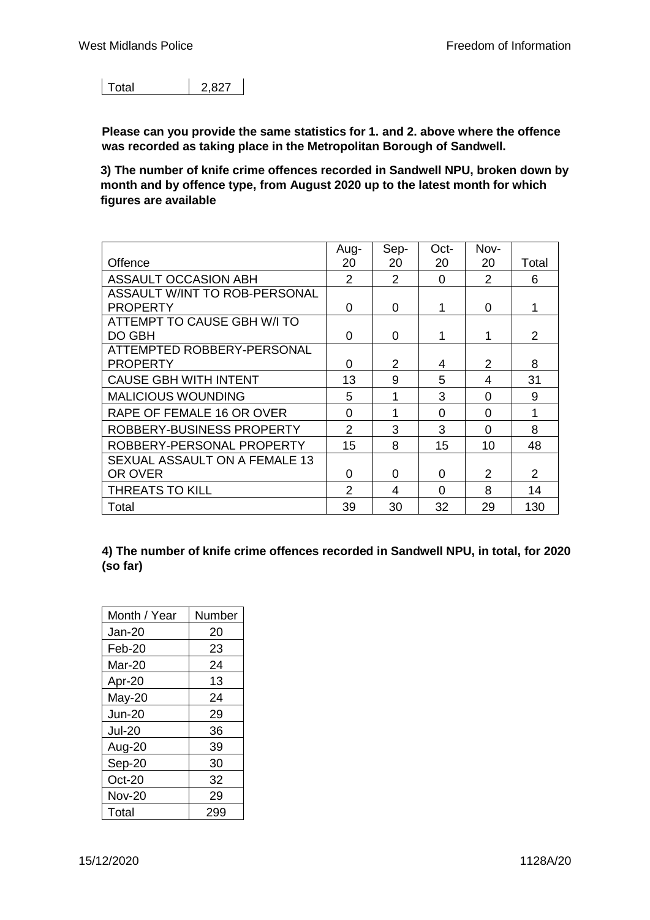| Total | 2,827 |
|---|---|

**Please can you provide the same statistics for 1. and 2. above where the offence was recorded as taking place in the Metropolitan Borough of Sandwell.**

**3) The number of knife crime offences recorded in Sandwell NPU, broken down by month and by offence type, from August 2020 up to the latest month for which figures are available**

| Offence | Aug-20 | Sep-20 | Oct-20 | Nov-20 | Total |
|---|---|---|---|---|---|
| ASSAULT OCCASION ABH | 2 | 2 | 0 | 2 | 6 |
| ASSAULT W/INT TO ROB-PERSONAL PROPERTY | 0 | 0 | 1 | 0 | 1 |
| ATTEMPT TO CAUSE GBH W/I TO DO GBH | 0 | 0 | 1 | 1 | 2 |
| ATTEMPTED ROBBERY-PERSONAL PROPERTY | 0 | 2 | 4 | 2 | 8 |
| CAUSE GBH WITH INTENT | 13 | 9 | 5 | 4 | 31 |
| MALICIOUS WOUNDING | 5 | 1 | 3 | 0 | 9 |
| RAPE OF FEMALE 16 OR OVER | 0 | 1 | 0 | 0 | 1 |
| ROBBERY-BUSINESS PROPERTY | 2 | 3 | 3 | 0 | 8 |
| ROBBERY-PERSONAL PROPERTY | 15 | 8 | 15 | 10 | 48 |
| SEXUAL ASSAULT ON A FEMALE 13 OR OVER | 0 | 0 | 0 | 2 | 2 |
| THREATS TO KILL | 2 | 4 | 0 | 8 | 14 |
| Total | 39 | 30 | 32 | 29 | 130 |

**4) The number of knife crime offences recorded in Sandwell NPU, in total, for 2020 (so far)**

| Month / Year | Number |
|---|---|
| Jan-20 | 20 |
| Feb-20 | 23 |
| Mar-20 | 24 |
| Apr-20 | 13 |
| May-20 | 24 |
| Jun-20 | 29 |
| Jul-20 | 36 |
| Aug-20 | 39 |
| Sep-20 | 30 |
| Oct-20 | 32 |
| Nov-20 | 29 |
| Total | 299 |